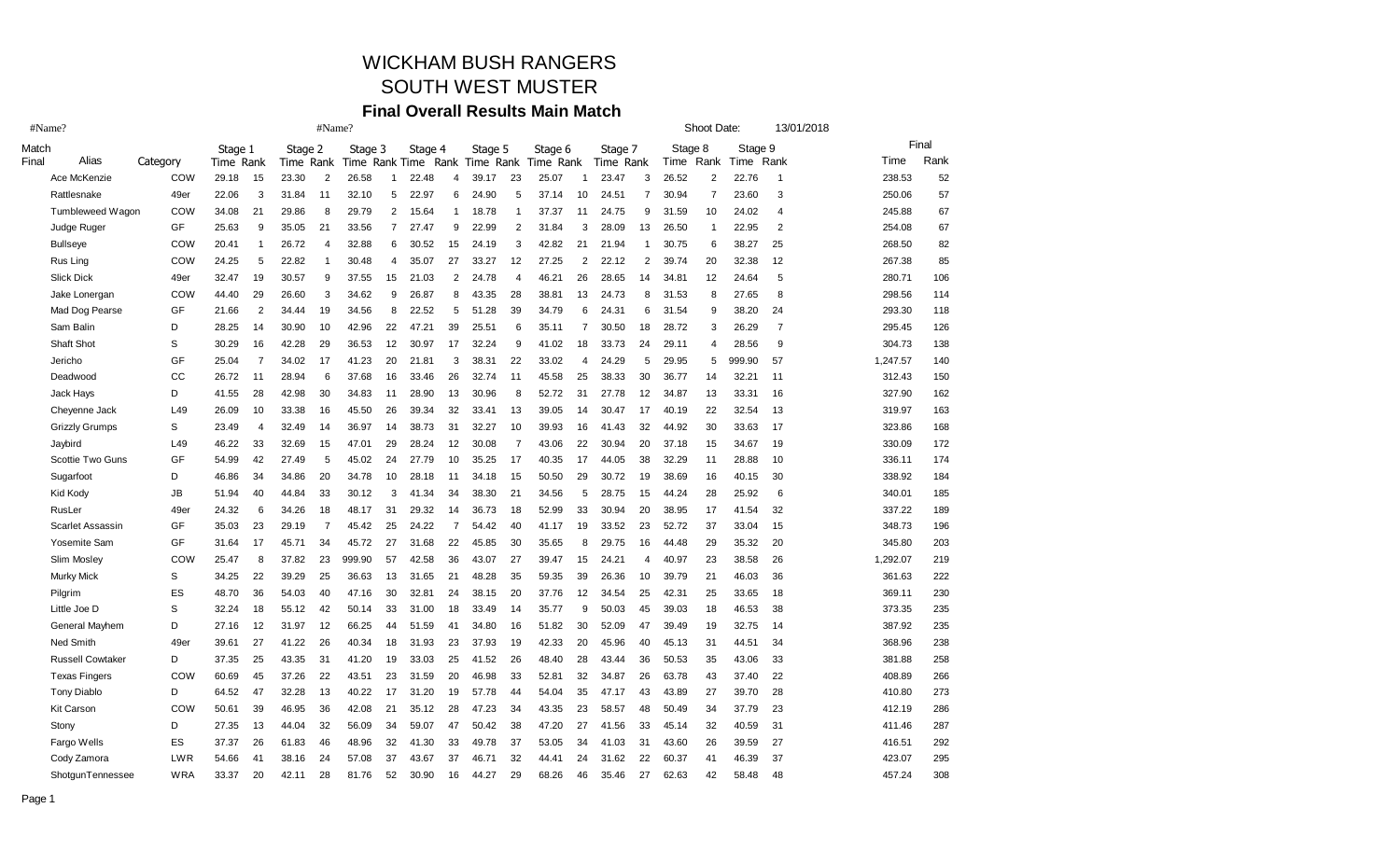# WICKHAM BUSH RANGERS

# SOUTH WEST MUSTER

## Final Overall Results Main Match

#Name? #Name? Shoot Date: 13/01/2018

| Match Final | Alias | Category | Stage 1 Time | Rank | Stage 2 Time | Rank | Stage 3 Time | Rank | Stage 4 Time | Rank | Stage 5 Time | Rank | Stage 6 Time | Rank | Stage 7 Time | Rank | Stage 8 Time | Rank | Stage 9 Time | Rank | Final Time | Final Rank |
|---|---|---|---|---|---|---|---|---|---|---|---|---|---|---|---|---|---|---|---|---|---|---|
| | Ace McKenzie | COW | 29.18 | 15 | 23.30 | 2 | 26.58 | 1 | 22.48 | 4 | 39.17 | 23 | 25.07 | 1 | 23.47 | 3 | 26.52 | 2 | 22.76 | 1 | 238.53 | 52 |
| | Rattlesnake | 49er | 22.06 | 3 | 31.84 | 11 | 32.10 | 5 | 22.97 | 6 | 24.90 | 5 | 37.14 | 10 | 24.51 | 7 | 30.94 | 7 | 23.60 | 3 | 250.06 | 57 |
| | Tumbleweed Wagon | COW | 34.08 | 21 | 29.86 | 8 | 29.79 | 2 | 15.64 | 1 | 18.78 | 1 | 37.37 | 11 | 24.75 | 9 | 31.59 | 10 | 24.02 | 4 | 245.88 | 67 |
| | Judge Ruger | GF | 25.63 | 9 | 35.05 | 21 | 33.56 | 7 | 27.47 | 9 | 22.99 | 2 | 31.84 | 3 | 28.09 | 13 | 26.50 | 1 | 22.95 | 2 | 254.08 | 67 |
| | Bullseye | COW | 20.41 | 1 | 26.72 | 4 | 32.88 | 6 | 30.52 | 15 | 24.19 | 3 | 42.82 | 21 | 21.94 | 1 | 30.75 | 6 | 38.27 | 25 | 268.50 | 82 |
| | Rus Ling | COW | 24.25 | 5 | 22.82 | 1 | 30.48 | 4 | 35.07 | 27 | 33.27 | 12 | 27.25 | 2 | 22.12 | 2 | 39.74 | 20 | 32.38 | 12 | 267.38 | 85 |
| | Slick Dick | 49er | 32.47 | 19 | 30.57 | 9 | 37.55 | 15 | 21.03 | 2 | 24.78 | 4 | 46.21 | 26 | 28.65 | 14 | 34.81 | 12 | 24.64 | 5 | 280.71 | 106 |
| | Jake Lonergan | COW | 44.40 | 29 | 26.60 | 3 | 34.62 | 9 | 26.87 | 8 | 43.35 | 28 | 38.81 | 13 | 24.73 | 8 | 31.53 | 8 | 27.65 | 8 | 298.56 | 114 |
| | Mad Dog Pearse | GF | 21.66 | 2 | 34.44 | 19 | 34.56 | 8 | 22.52 | 5 | 51.28 | 39 | 34.79 | 6 | 24.31 | 6 | 31.54 | 9 | 38.20 | 24 | 293.30 | 118 |
| | Sam Balin | D | 28.25 | 14 | 30.90 | 10 | 42.96 | 22 | 47.21 | 39 | 25.51 | 6 | 35.11 | 7 | 30.50 | 18 | 28.72 | 3 | 26.29 | 7 | 295.45 | 126 |
| | Shaft Shot | S | 30.29 | 16 | 42.28 | 29 | 36.53 | 12 | 30.97 | 17 | 32.24 | 9 | 41.02 | 18 | 33.73 | 24 | 29.11 | 4 | 28.56 | 9 | 304.73 | 138 |
| | Jericho | GF | 25.04 | 7 | 34.02 | 17 | 41.23 | 20 | 21.81 | 3 | 38.31 | 22 | 33.02 | 4 | 24.29 | 5 | 29.95 | 5 | 999.90 | 57 | 1,247.57 | 140 |
| | Deadwood | CC | 26.72 | 11 | 28.94 | 6 | 37.68 | 16 | 33.46 | 26 | 32.74 | 11 | 45.58 | 25 | 38.33 | 30 | 36.77 | 14 | 32.21 | 11 | 312.43 | 150 |
| | Jack Hays | D | 41.55 | 28 | 42.98 | 30 | 34.83 | 11 | 28.90 | 13 | 30.96 | 8 | 52.72 | 31 | 27.78 | 12 | 34.87 | 13 | 33.31 | 16 | 327.90 | 162 |
| | Cheyenne Jack | L49 | 26.09 | 10 | 33.38 | 16 | 45.50 | 26 | 39.34 | 32 | 33.41 | 13 | 39.05 | 14 | 30.47 | 17 | 40.19 | 22 | 32.54 | 13 | 319.97 | 163 |
| | Grizzly Grumps | S | 23.49 | 4 | 32.49 | 14 | 36.97 | 14 | 38.73 | 31 | 32.27 | 10 | 39.93 | 16 | 41.43 | 32 | 44.92 | 30 | 33.63 | 17 | 323.86 | 168 |
| | Jaybird | L49 | 46.22 | 33 | 32.69 | 15 | 47.01 | 29 | 28.24 | 12 | 30.08 | 7 | 43.06 | 22 | 30.94 | 20 | 37.18 | 15 | 34.67 | 19 | 330.09 | 172 |
| | Scottie Two Guns | GF | 54.99 | 42 | 27.49 | 5 | 45.02 | 24 | 27.79 | 10 | 35.25 | 17 | 40.35 | 17 | 44.05 | 38 | 32.29 | 11 | 28.88 | 10 | 336.11 | 174 |
| | Sugarfoot | D | 46.86 | 34 | 34.86 | 20 | 34.78 | 10 | 28.18 | 11 | 34.18 | 15 | 50.50 | 29 | 30.72 | 19 | 38.69 | 16 | 40.15 | 30 | 338.92 | 184 |
| | Kid Kody | JB | 51.94 | 40 | 44.84 | 33 | 30.12 | 3 | 41.34 | 34 | 38.30 | 21 | 34.56 | 5 | 28.75 | 15 | 44.24 | 28 | 25.92 | 6 | 340.01 | 185 |
| | RusLer | 49er | 24.32 | 6 | 34.26 | 18 | 48.17 | 31 | 29.32 | 14 | 36.73 | 18 | 52.99 | 33 | 30.94 | 20 | 38.95 | 17 | 41.54 | 32 | 337.22 | 189 |
| | Scarlet Assassin | GF | 35.03 | 23 | 29.19 | 7 | 45.42 | 25 | 24.22 | 7 | 54.42 | 40 | 41.17 | 19 | 33.52 | 23 | 52.72 | 37 | 33.04 | 15 | 348.73 | 196 |
| | Yosemite Sam | GF | 31.64 | 17 | 45.71 | 34 | 45.72 | 27 | 31.68 | 22 | 45.85 | 30 | 35.65 | 8 | 29.75 | 16 | 44.48 | 29 | 35.32 | 20 | 345.80 | 203 |
| | Slim Mosley | COW | 25.47 | 8 | 37.82 | 23 | 999.90 | 57 | 42.58 | 36 | 43.07 | 27 | 39.47 | 15 | 24.21 | 4 | 40.97 | 23 | 38.58 | 26 | 1,292.07 | 219 |
| | Murky Mick | S | 34.25 | 22 | 39.29 | 25 | 36.63 | 13 | 31.65 | 21 | 48.28 | 35 | 59.35 | 39 | 26.36 | 10 | 39.79 | 21 | 46.03 | 36 | 361.63 | 222 |
| | Pilgrim | ES | 48.70 | 36 | 54.03 | 40 | 47.16 | 30 | 32.81 | 24 | 38.15 | 20 | 37.76 | 12 | 34.54 | 25 | 42.31 | 25 | 33.65 | 18 | 369.11 | 230 |
| | Little Joe D | S | 32.24 | 18 | 55.12 | 42 | 50.14 | 33 | 31.00 | 18 | 33.49 | 14 | 35.77 | 9 | 50.03 | 45 | 39.03 | 18 | 46.53 | 38 | 373.35 | 235 |
| | General Mayhem | D | 27.16 | 12 | 31.97 | 12 | 66.25 | 44 | 51.59 | 41 | 34.80 | 16 | 51.82 | 30 | 52.09 | 47 | 39.49 | 19 | 32.75 | 14 | 387.92 | 235 |
| | Ned Smith | 49er | 39.61 | 27 | 41.22 | 26 | 40.34 | 18 | 31.93 | 23 | 37.93 | 19 | 42.33 | 20 | 45.96 | 40 | 45.13 | 31 | 44.51 | 34 | 368.96 | 238 |
| | Russell Cowtaker | D | 37.35 | 25 | 43.35 | 31 | 41.20 | 19 | 33.03 | 25 | 41.52 | 26 | 48.40 | 28 | 43.44 | 36 | 50.53 | 35 | 43.06 | 33 | 381.88 | 258 |
| | Texas Fingers | COW | 60.69 | 45 | 37.26 | 22 | 43.51 | 23 | 31.59 | 20 | 46.98 | 33 | 52.81 | 32 | 34.87 | 26 | 63.78 | 43 | 37.40 | 22 | 408.89 | 266 |
| | Tony Diablo | D | 64.52 | 47 | 32.28 | 13 | 40.22 | 17 | 31.20 | 19 | 57.78 | 44 | 54.04 | 35 | 47.17 | 43 | 43.89 | 27 | 39.70 | 28 | 410.80 | 273 |
| | Kit Carson | COW | 50.61 | 39 | 46.95 | 36 | 42.08 | 21 | 35.12 | 28 | 47.23 | 34 | 43.35 | 23 | 58.57 | 48 | 50.49 | 34 | 37.79 | 23 | 412.19 | 286 |
| | Stony | D | 27.35 | 13 | 44.04 | 32 | 56.09 | 34 | 59.07 | 47 | 50.42 | 38 | 47.20 | 27 | 41.56 | 33 | 45.14 | 32 | 40.59 | 31 | 411.46 | 287 |
| | Fargo Wells | ES | 37.37 | 26 | 61.83 | 46 | 48.96 | 32 | 41.30 | 33 | 49.78 | 37 | 53.05 | 34 | 41.03 | 31 | 43.60 | 26 | 39.59 | 27 | 416.51 | 292 |
| | Cody Zamora | LWR | 54.66 | 41 | 38.16 | 24 | 57.08 | 37 | 43.67 | 37 | 46.71 | 32 | 44.41 | 24 | 31.62 | 22 | 60.37 | 41 | 46.39 | 37 | 423.07 | 295 |
| | ShotgunTennessee | WRA | 33.37 | 20 | 42.11 | 28 | 81.76 | 52 | 30.90 | 16 | 44.27 | 29 | 68.26 | 46 | 35.46 | 27 | 62.63 | 42 | 58.48 | 48 | 457.24 | 308 |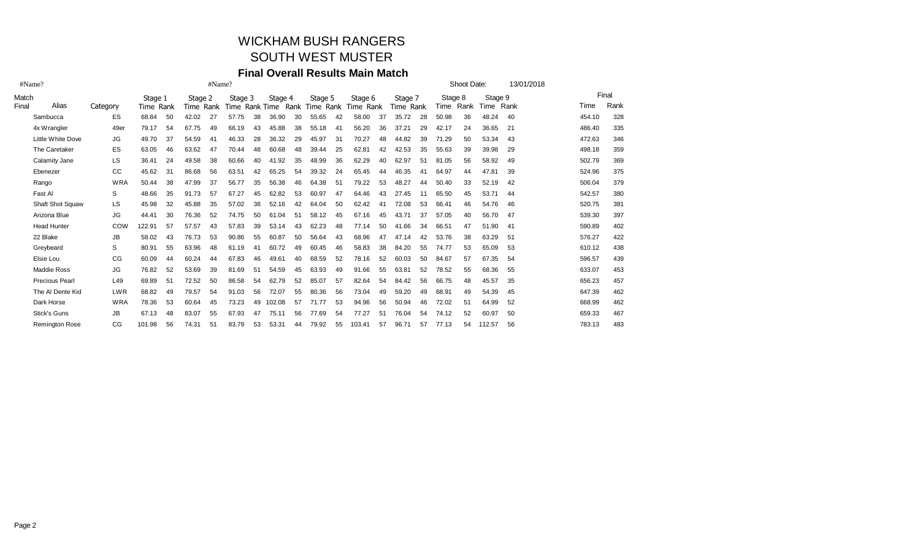# WICKHAM BUSH RANGERS

## SOUTH WEST MUSTER

### Final Overall Results Main Match

#Name? #Name? Shoot Date: 13/01/2018

| Match Final | Alias | Category | Stage 1 Time | Rank | Stage 2 Time | Rank | Stage 3 Time | Rank | Stage 4 Time | Rank | Stage 5 Time | Rank | Stage 6 Time | Rank | Stage 7 Time | Rank | Stage 8 Time | Rank | Stage 9 Time | Rank | Final Time | Rank |
|---|---|---|---|---|---|---|---|---|---|---|---|---|---|---|---|---|---|---|---|---|---|---|
| | Sambucca | ES | 68.84 | 50 | 42.02 | 27 | 57.75 | 38 | 36.90 | 30 | 55.65 | 42 | 58.00 | 37 | 35.72 | 28 | 50.98 | 36 | 48.24 | 40 | 454.10 | 328 |
| | 4x Wrangler | 49er | 79.17 | 54 | 67.75 | 49 | 66.19 | 43 | 45.88 | 38 | 55.18 | 41 | 56.20 | 36 | 37.21 | 29 | 42.17 | 24 | 36.65 | 21 | 486.40 | 335 |
| | Little White Dove | JG | 49.70 | 37 | 54.59 | 41 | 46.33 | 28 | 36.32 | 29 | 45.97 | 31 | 70.27 | 48 | 44.82 | 39 | 71.29 | 50 | 53.34 | 43 | 472.63 | 346 |
| | The Caretaker | ES | 63.05 | 46 | 63.62 | 47 | 70.44 | 48 | 60.68 | 48 | 39.44 | 25 | 62.81 | 42 | 42.53 | 35 | 55.63 | 39 | 39.98 | 29 | 498.18 | 359 |
| | Calamity Jane | LS | 36.41 | 24 | 49.58 | 38 | 60.66 | 40 | 41.92 | 35 | 48.99 | 36 | 62.29 | 40 | 62.97 | 51 | 81.05 | 56 | 58.92 | 49 | 502.79 | 369 |
| | Ebenezer | CC | 45.62 | 31 | 86.68 | 56 | 63.51 | 42 | 65.25 | 54 | 39.32 | 24 | 65.45 | 44 | 46.35 | 41 | 64.97 | 44 | 47.81 | 39 | 524.96 | 375 |
| | Rango | WRA | 50.44 | 38 | 47.99 | 37 | 56.77 | 35 | 56.38 | 46 | 64.38 | 51 | 79.22 | 53 | 48.27 | 44 | 50.40 | 33 | 52.19 | 42 | 506.04 | 379 |
| | Fast Al | S | 48.66 | 35 | 91.73 | 57 | 67.27 | 45 | 62.82 | 53 | 60.97 | 47 | 64.46 | 43 | 27.45 | 11 | 65.50 | 45 | 53.71 | 44 | 542.57 | 380 |
| | Shaft Shot Squaw | LS | 45.98 | 32 | 45.88 | 35 | 57.02 | 36 | 52.16 | 42 | 64.04 | 50 | 62.42 | 41 | 72.08 | 53 | 66.41 | 46 | 54.76 | 46 | 520.75 | 381 |
| | Arizona Blue | JG | 44.41 | 30 | 76.36 | 52 | 74.75 | 50 | 61.04 | 51 | 58.12 | 45 | 67.16 | 45 | 43.71 | 37 | 57.05 | 40 | 56.70 | 47 | 539.30 | 397 |
| | Head Hunter | COW | 122.91 | 57 | 57.57 | 43 | 57.83 | 39 | 53.14 | 43 | 62.23 | 48 | 77.14 | 50 | 41.66 | 34 | 66.51 | 47 | 51.90 | 41 | 590.89 | 402 |
| | 22 Blake | JB | 58.02 | 43 | 76.73 | 53 | 90.86 | 55 | 60.87 | 50 | 56.64 | 43 | 68.96 | 47 | 47.14 | 42 | 53.76 | 38 | 63.29 | 51 | 576.27 | 422 |
| | Greybeard | S | 80.91 | 55 | 63.96 | 48 | 61.19 | 41 | 60.72 | 49 | 60.45 | 46 | 58.83 | 38 | 84.20 | 55 | 74.77 | 53 | 65.09 | 53 | 610.12 | 438 |
| | Elsie Lou | CG | 60.09 | 44 | 60.24 | 44 | 67.83 | 46 | 49.61 | 40 | 68.59 | 52 | 78.16 | 52 | 60.03 | 50 | 84.67 | 57 | 67.35 | 54 | 596.57 | 439 |
| | Maddie Ross | JG | 76.82 | 52 | 53.69 | 39 | 81.69 | 51 | 54.59 | 45 | 63.93 | 49 | 91.66 | 55 | 63.81 | 52 | 78.52 | 55 | 68.36 | 55 | 633.07 | 453 |
| | Precious Pearl | L49 | 69.89 | 51 | 72.52 | 50 | 86.58 | 54 | 62.79 | 52 | 85.07 | 57 | 82.64 | 54 | 84.42 | 56 | 66.75 | 48 | 45.57 | 35 | 656.23 | 457 |
| | The Al Dente Kid | LWR | 68.82 | 49 | 79.57 | 54 | 91.03 | 56 | 72.07 | 55 | 80.36 | 56 | 73.04 | 49 | 59.20 | 49 | 68.91 | 49 | 54.39 | 45 | 647.39 | 462 |
| | Dark Horse | WRA | 78.36 | 53 | 60.64 | 45 | 73.23 | 49 | 102.08 | 57 | 71.77 | 53 | 94.96 | 56 | 50.94 | 46 | 72.02 | 51 | 64.99 | 52 | 668.99 | 462 |
| | Stick's Guns | JB | 67.13 | 48 | 83.07 | 55 | 67.93 | 47 | 75.11 | 56 | 77.69 | 54 | 77.27 | 51 | 76.04 | 54 | 74.12 | 52 | 60.97 | 50 | 659.33 | 467 |
| | Remington Rose | CG | 101.98 | 56 | 74.31 | 51 | 83.79 | 53 | 53.31 | 44 | 79.92 | 55 | 103.41 | 57 | 96.71 | 57 | 77.13 | 54 | 112.57 | 56 | 783.13 | 483 |